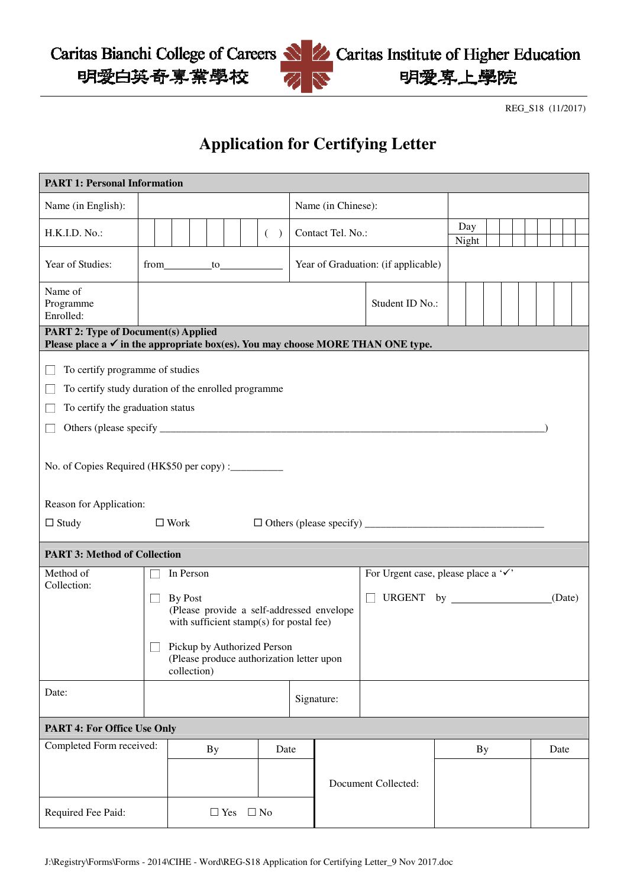Caritas Bianchi College of Careers
明愛白英奇專業學校

Caritas Institute of Higher Education
明愛專上學院

REG_S18 (11/2017)

# Application for Certifying Letter

| PART 1: Personal Information | | | |
|---|---|---|---|
| Name (in English): | | Name (in Chinese): | |
| H.K.I.D. No.: | ( ) | Contact Tel. No.: | Day / Night |
| Year of Studies: | from_________to____________ | Year of Graduation: (if applicable) | |
| Name of Programme Enrolled: | | Student ID No.: | |

**PART 2: Type of Document(s) Applied**
**Please place a ✓ in the appropriate box(es). You may choose MORE THAN ONE type.**

☐ To certify programme of studies

☐ To certify study duration of the enrolled programme

☐ To certify the graduation status

☐ Others (please specify ________________________________________________________________________________)

No. of Copies Required (HK$50 per copy) :__________

Reason for Application:

☐ Study ☐ Work ☐ Others (please specify) ___________________________________

| PART 3: Method of Collection | | | |
|---|---|---|---|
| Method of Collection: | ☐ In Person<br>☐ By Post (Please provide a self-addressed envelope with sufficient stamp(s) for postal fee)<br>☐ Pickup by Authorized Person (Please produce authorization letter upon collection) | For Urgent case, please place a '✓'<br>☐ URGENT by __________________(Date) | |
| Date: | | Signature: | |

| PART 4: For Office Use Only | | | | | |
|---|---|---|---|---|---|
| Completed Form received: | By | Date | Document Collected: | By | Date |
| | | | | | |
| Required Fee Paid: | ☐ Yes ☐ No | | | | |

J:\Registry\Forms\Forms - 2014\CIHE - Word\REG-S18 Application for Certifying Letter_9 Nov 2017.doc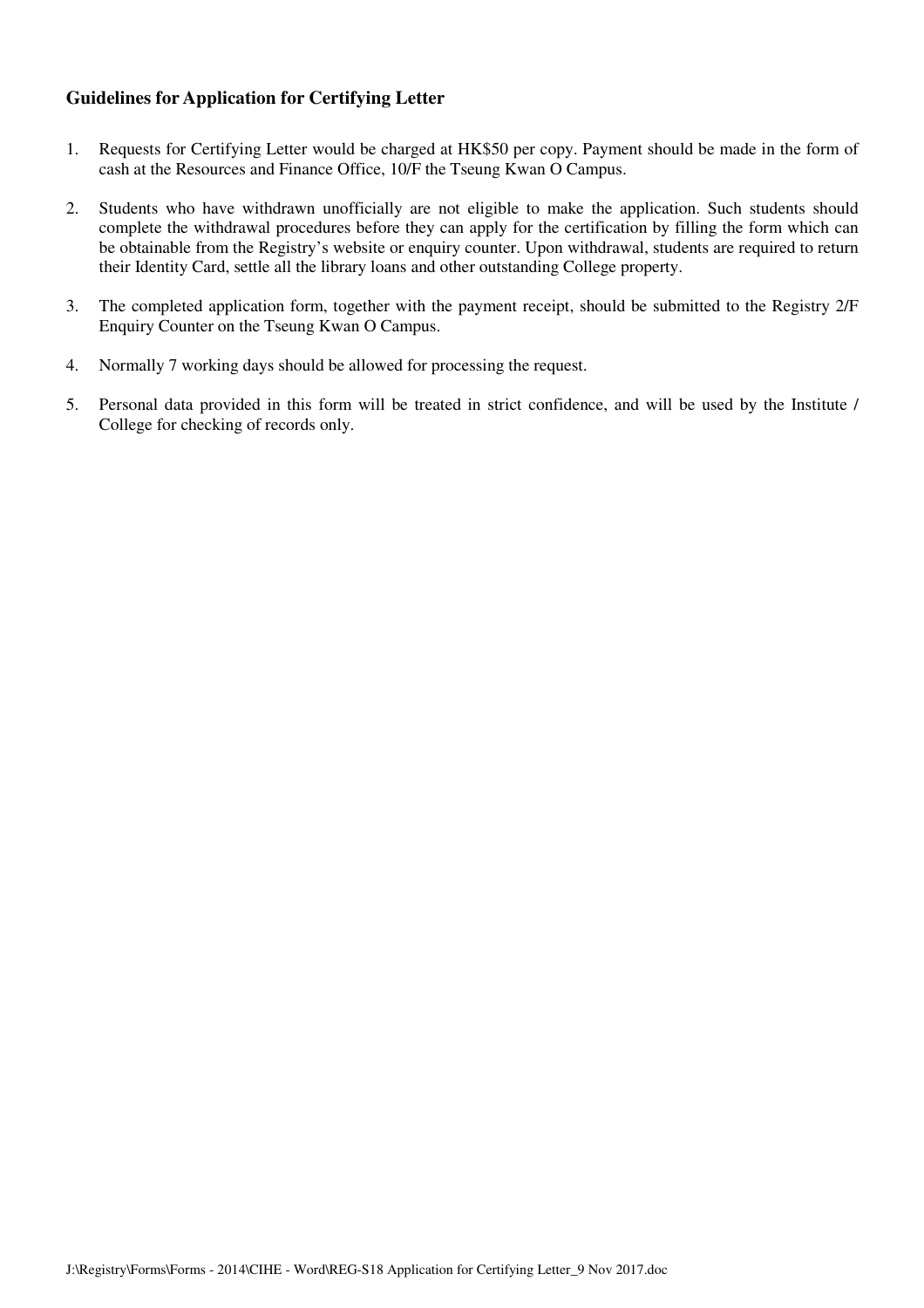## Guidelines for Application for Certifying Letter

1. Requests for Certifying Letter would be charged at HK$50 per copy. Payment should be made in the form of cash at the Resources and Finance Office, 10/F the Tseung Kwan O Campus.

2. Students who have withdrawn unofficially are not eligible to make the application. Such students should complete the withdrawal procedures before they can apply for the certification by filling the form which can be obtainable from the Registry's website or enquiry counter. Upon withdrawal, students are required to return their Identity Card, settle all the library loans and other outstanding College property.

3. The completed application form, together with the payment receipt, should be submitted to the Registry 2/F Enquiry Counter on the Tseung Kwan O Campus.

4. Normally 7 working days should be allowed for processing the request.

5. Personal data provided in this form will be treated in strict confidence, and will be used by the Institute / College for checking of records only.

J:\Registry\Forms\Forms - 2014\CIHE - Word\REG-S18 Application for Certifying Letter_9 Nov 2017.doc